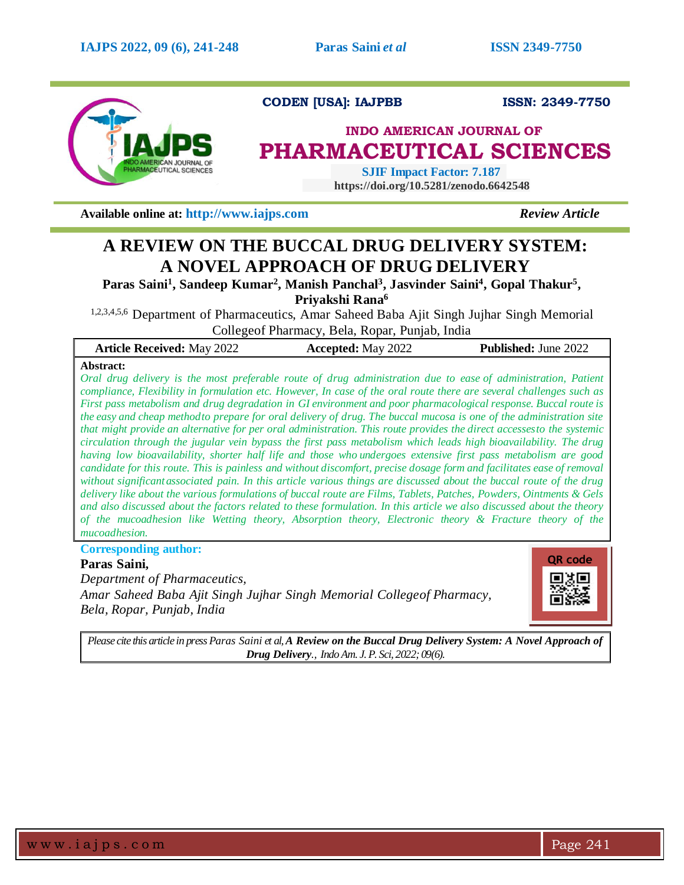CODEN [USA]: IAJPBB ISSN: 2349-7750

INDO AMERICAN JOURNAL OF

# PHARMACEUTICAL SCIENCES

SJIF Impact Factor: 7.187

https://doi.org/10.5281/zenodo.6642548

Available online at: http://www.iajps.com *Review Article*

# A REVIEW ON THE BUCCAL DRUG DELIVERY SYSTEM: A NOVEL APPROACH OF DRUG DELIVERY

**Paras Saini[1], Sandeep Kumar[2], Manish Panchal[3], Jasvinder Saini[4], Gopal Thakur[5], Priyakshi Rana[6]**

[1,2,3,4,5,6] Department of Pharmaceutics, Amar Saheed Baba Ajit Singh Jujhar Singh Memorial Collegeof Pharmacy, Bela, Ropar, Punjab, India

| **Article Received:** May 2022 | **Accepted:** May 2022 | **Published:** June 2022 |
|---|---|---|

**Abstract:**

*Oral drug delivery is the most preferable route of drug administration due to ease of administration, Patient compliance, Flexibility in formulation etc. However, In case of the oral route there are several challenges such as First pass metabolism and drug degradation in GI environment and poor pharmacological response. Buccal route is the easy and cheap methodto prepare for oral delivery of drug. The buccal mucosa is one of the administration site that might provide an alternative for per oral administration. This route provides the direct accessesto the systemic circulation through the jugular vein bypass the first pass metabolism which leads high bioavailability. The drug having low bioavailability, shorter half life and those who undergoes extensive first pass metabolism are good candidate for this route. This is painless and without discomfort, precise dosage form and facilitates ease of removal without significantassociated pain. In this article various things are discussed about the buccal route of the drug delivery like about the various formulations of buccal route are Films, Tablets, Patches, Powders, Ointments & Gels and also discussed about the factors related to these formulation. In this article we also discussed about the theory of the mucoadhesion like Wetting theory, Absorption theory, Electronic theory & Fracture theory of the mucoadhesion.*

**Corresponding author:**

**Paras Saini,**

*Department of Pharmaceutics,*

*Amar Saheed Baba Ajit Singh Jujhar Singh Memorial Collegeof Pharmacy,*

*Bela, Ropar, Punjab, India*

QR code

*Please cite this article in press Paras Saini et al,* ***A Review on the Buccal Drug Delivery System: A Novel Approach of Drug Delivery****., Indo Am. J. P. Sci, 2022; 09(6).*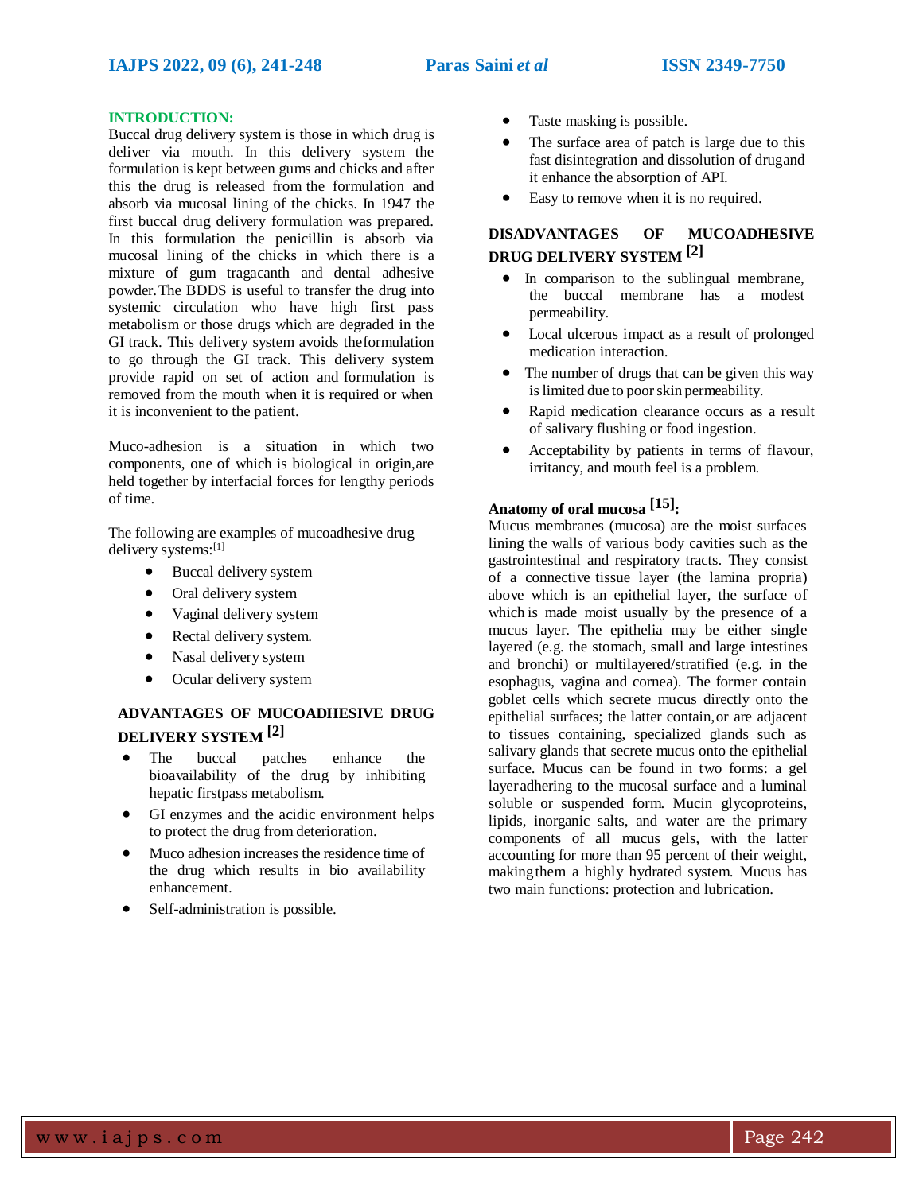## INTRODUCTION:

Buccal drug delivery system is those in which drug is deliver via mouth. In this delivery system the formulation is kept between gums and chicks and after this the drug is released from the formulation and absorb via mucosal lining of the chicks. In 1947 the first buccal drug delivery formulation was prepared. In this formulation the penicillin is absorb via mucosal lining of the chicks in which there is a mixture of gum tragacanth and dental adhesive powder. The BDDS is useful to transfer the drug into systemic circulation who have high first pass metabolism or those drugs which are degraded in the GI track. This delivery system avoids theformulation to go through the GI track. This delivery system provide rapid on set of action and formulation is removed from the mouth when it is required or when it is inconvenient to the patient.

Muco-adhesion is a situation in which two components, one of which is biological in origin,are held together by interfacial forces for lengthy periods of time.

The following are examples of mucoadhesive drug delivery systems:[1]

- Buccal delivery system
- Oral delivery system
- Vaginal delivery system
- Rectal delivery system.
- Nasal delivery system
- Ocular delivery system

### ADVANTAGES OF MUCOADHESIVE DRUG DELIVERY SYSTEM [2]

- The buccal patches enhance the bioavailability of the drug by inhibiting hepatic firstpass metabolism.
- GI enzymes and the acidic environment helps to protect the drug from deterioration.
- Muco adhesion increases the residence time of the drug which results in bio availability enhancement.
- Self-administration is possible.
- Taste masking is possible.
- The surface area of patch is large due to this fast disintegration and dissolution of drugand it enhance the absorption of API.
- Easy to remove when it is no required.

### DISADVANTAGES OF MUCOADHESIVE DRUG DELIVERY SYSTEM [2]

- In comparison to the sublingual membrane, the buccal membrane has a modest permeability.
- Local ulcerous impact as a result of prolonged medication interaction.
- The number of drugs that can be given this way is limited due to poor skin permeability.
- Rapid medication clearance occurs as a result of salivary flushing or food ingestion.
- Acceptability by patients in terms of flavour, irritancy, and mouth feel is a problem.

### Anatomy of oral mucosa [15]:

Mucus membranes (mucosa) are the moist surfaces lining the walls of various body cavities such as the gastrointestinal and respiratory tracts. They consist of a connective tissue layer (the lamina propria) above which is an epithelial layer, the surface of which is made moist usually by the presence of a mucus layer. The epithelia may be either single layered (e.g. the stomach, small and large intestines and bronchi) or multilayered/stratified (e.g. in the esophagus, vagina and cornea). The former contain goblet cells which secrete mucus directly onto the epithelial surfaces; the latter contain,or are adjacent to tissues containing, specialized glands such as salivary glands that secrete mucus onto the epithelial surface. Mucus can be found in two forms: a gel layeradhering to the mucosal surface and a luminal soluble or suspended form. Mucin glycoproteins, lipids, inorganic salts, and water are the primary components of all mucus gels, with the latter accounting for more than 95 percent of their weight, makingthem a highly hydrated system. Mucus has two main functions: protection and lubrication.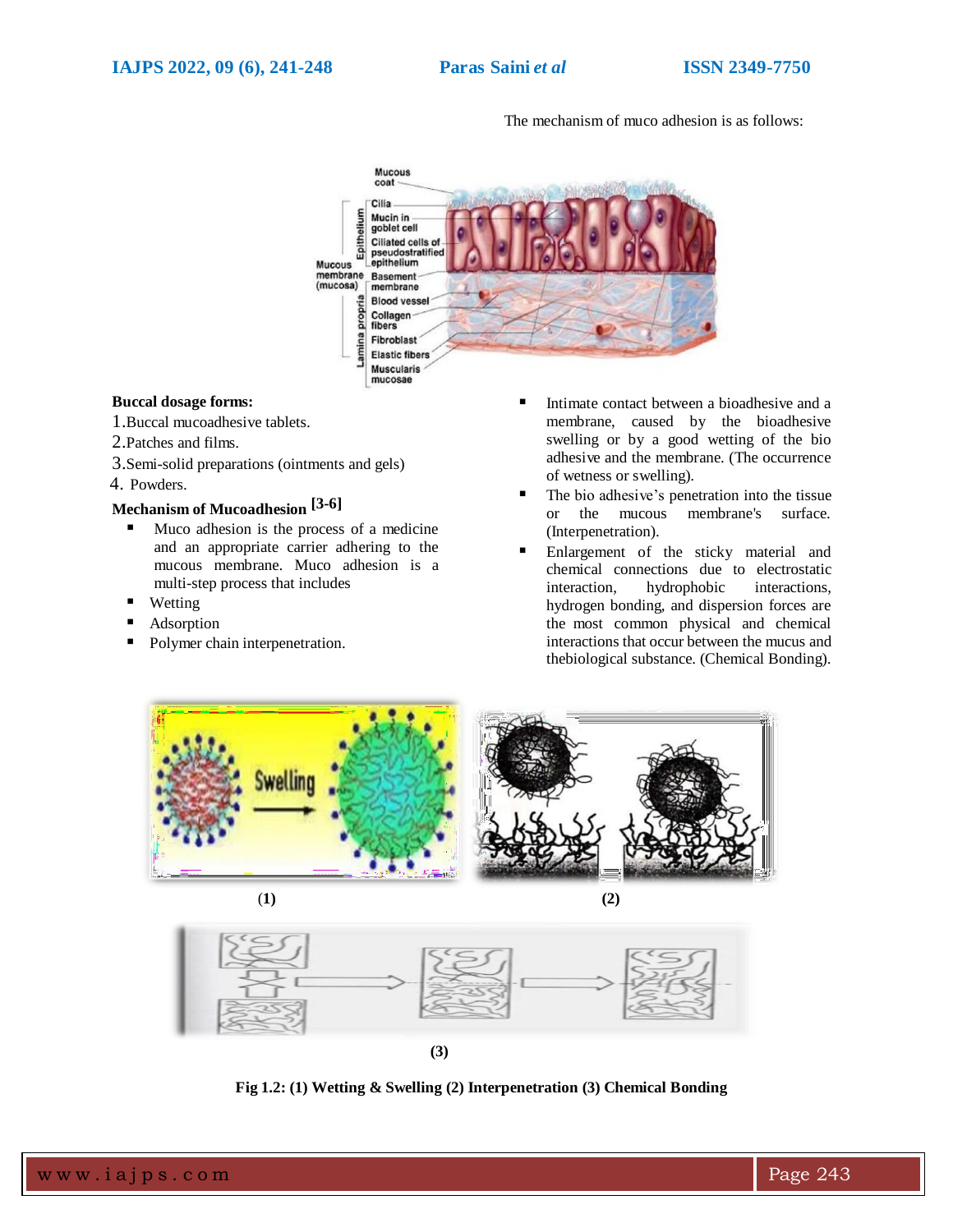The mechanism of muco adhesion is as follows:

**Buccal dosage forms:**

1. Buccal mucoadhesive tablets.
2. Patches and films.
3. Semi-solid preparations (ointments and gels)
4. Powders.

**Mechanism of Mucoadhesion [3-6]**

- Muco adhesion is the process of a medicine and an appropriate carrier adhering to the mucous membrane. Muco adhesion is a multi-step process that includes
- Wetting
- Adsorption
- Polymer chain interpenetration.

- Intimate contact between a bioadhesive and a membrane, caused by the bioadhesive swelling or by a good wetting of the bio adhesive and the membrane. (The occurrence of wetness or swelling).
- The bio adhesive's penetration into the tissue or the mucous membrane's surface. (Interpenetration).
- Enlargement of the sticky material and chemical connections due to electrostatic interaction, hydrophobic interactions, hydrogen bonding, and dispersion forces are the most common physical and chemical interactions that occur between the mucus and thebiological substance. (Chemical Bonding).

(1) (2)

(3)

**Fig 1.2: (1) Wetting & Swelling (2) Interpenetration (3) Chemical Bonding**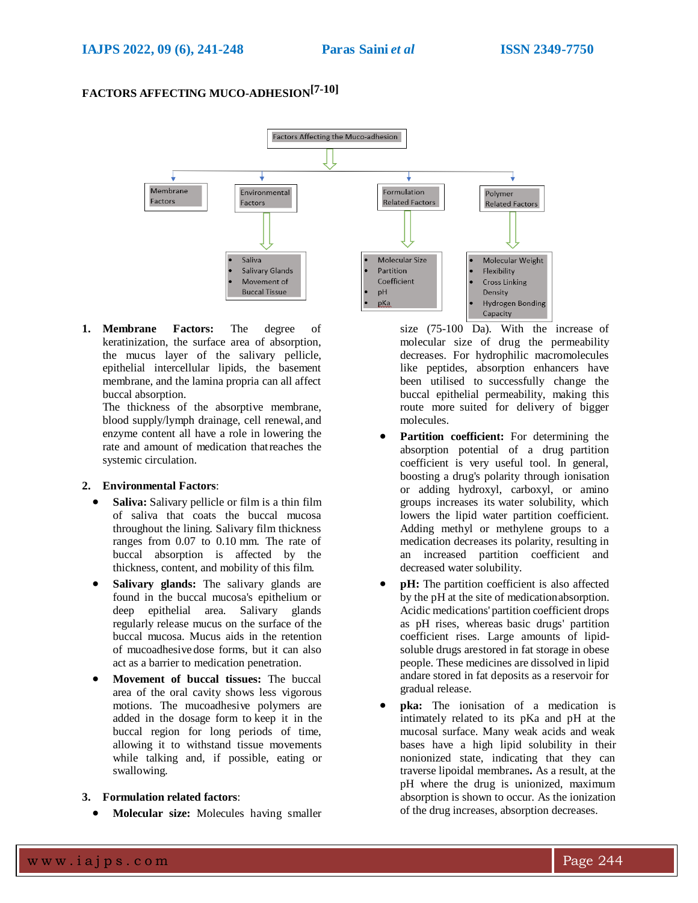## FACTORS AFFECTING MUCO-ADHESION[7-10]

Factors Affecting the Muco-adhesion

- Membrane Factors
- Environmental Factors
  - Saliva
  - Salivary Glands
  - Movement of Buccal Tissue
- Formulation Related Factors
  - Molecular Size
  - Partition Coefficient
  - pH
  - pKa
- Polymer Related Factors
  - Molecular Weight
  - Flexibility
  - Cross Linking Density
  - Hydrogen Bonding Capacity

1. **Membrane Factors:** The degree of keratinization, the surface area of absorption, the mucus layer of the salivary pellicle, epithelial intercellular lipids, the basement membrane, and the lamina propria can all affect buccal absorption.
   The thickness of the absorptive membrane, blood supply/lymph drainage, cell renewal, and enzyme content all have a role in lowering the rate and amount of medication thatreaches the systemic circulation.

2. **Environmental Factors**:
   - **Saliva:** Salivary pellicle or film is a thin film of saliva that coats the buccal mucosa throughout the lining. Salivary film thickness ranges from 0.07 to 0.10 mm. The rate of buccal absorption is affected by the thickness, content, and mobility of this film.
   - **Salivary glands:** The salivary glands are found in the buccal mucosa's epithelium or deep epithelial area. Salivary glands regularly release mucus on the surface of the buccal mucosa. Mucus aids in the retention of mucoadhesive dose forms, but it can also act as a barrier to medication penetration.
   - **Movement of buccal tissues:** The buccal area of the oral cavity shows less vigorous motions. The mucoadhesive polymers are added in the dosage form to keep it in the buccal region for long periods of time, allowing it to withstand tissue movements while talking and, if possible, eating or swallowing.

3. **Formulation related factors**:
   - **Molecular size:** Molecules having smaller size (75-100 Da). With the increase of molecular size of drug the permeability decreases. For hydrophilic macromolecules like peptides, absorption enhancers have been utilised to successfully change the buccal epithelial permeability, making this route more suited for delivery of bigger molecules.
   - **Partition coefficient:** For determining the absorption potential of a drug partition coefficient is very useful tool. In general, boosting a drug's polarity through ionisation or adding hydroxyl, carboxyl, or amino groups increases its water solubility, which lowers the lipid water partition coefficient. Adding methyl or methylene groups to a medication decreases its polarity, resulting in an increased partition coefficient and decreased water solubility.
   - **pH:** The partition coefficient is also affected by the pH at the site of medicationabsorption. Acidic medications' partition coefficient drops as pH rises, whereas basic drugs' partition coefficient rises. Large amounts of lipid-soluble drugs arestored in fat storage in obese people. These medicines are dissolved in lipid andare stored in fat deposits as a reservoir for gradual release.
   - **pka:** The ionisation of a medication is intimately related to its pKa and pH at the mucosal surface. Many weak acids and weak bases have a high lipid solubility in their nonionized state, indicating that they can traverse lipoidal membranes**.** As a result, at the pH where the drug is unionized, maximum absorption is shown to occur. As the ionization of the drug increases, absorption decreases.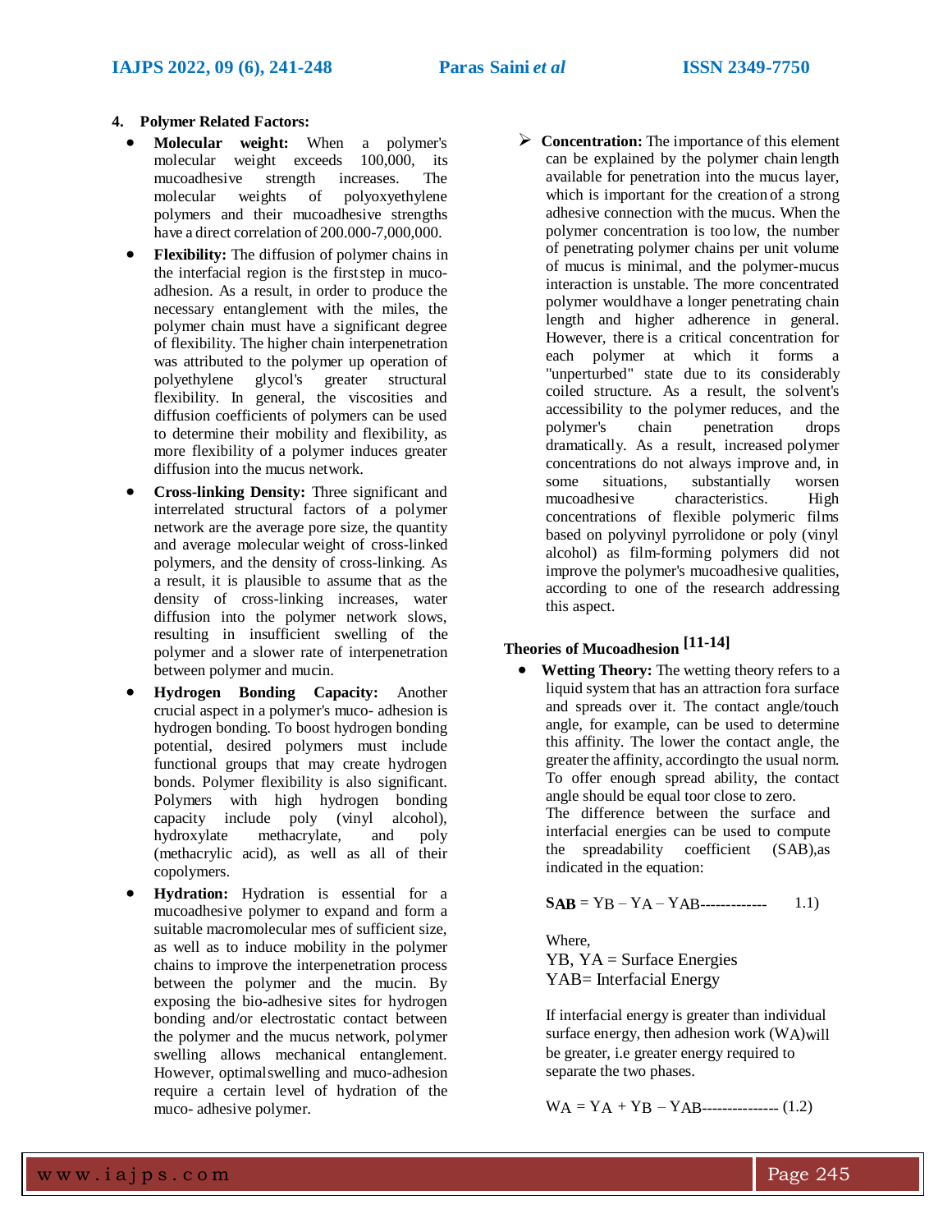4. **Polymer Related Factors:**

- **Molecular weight:** When a polymer's molecular weight exceeds 100,000, its mucoadhesive strength increases. The molecular weights of polyoxyethylene polymers and their mucoadhesive strengths have a direct correlation of 200.000-7,000,000.
- **Flexibility:** The diffusion of polymer chains in the interfacial region is the first step in muco-adhesion. As a result, in order to produce the necessary entanglement with the miles, the polymer chain must have a significant degree of flexibility. The higher chain interpenetration was attributed to the polymer up operation of polyethylene glycol's greater structural flexibility. In general, the viscosities and diffusion coefficients of polymers can be used to determine their mobility and flexibility, as more flexibility of a polymer induces greater diffusion into the mucus network.
- **Cross-linking Density:** Three significant and interrelated structural factors of a polymer network are the average pore size, the quantity and average molecular weight of cross-linked polymers, and the density of cross-linking. As a result, it is plausible to assume that as the density of cross-linking increases, water diffusion into the polymer network slows, resulting in insufficient swelling of the polymer and a slower rate of interpenetration between polymer and mucin.
- **Hydrogen Bonding Capacity:** Another crucial aspect in a polymer's muco- adhesion is hydrogen bonding. To boost hydrogen bonding potential, desired polymers must include functional groups that may create hydrogen bonds. Polymer flexibility is also significant. Polymers with high hydrogen bonding capacity include poly (vinyl alcohol), hydroxylate methacrylate, and poly (methacrylic acid), as well as all of their copolymers.
- **Hydration:** Hydration is essential for a mucoadhesive polymer to expand and form a suitable macromolecular mes of sufficient size, as well as to induce mobility in the polymer chains to improve the interpenetration process between the polymer and the mucin. By exposing the bio-adhesive sites for hydrogen bonding and/or electrostatic contact between the polymer and the mucus network, polymer swelling allows mechanical entanglement. However, optimal swelling and muco-adhesion require a certain level of hydration of the muco- adhesive polymer.
- **Concentration:** The importance of this element can be explained by the polymer chain length available for penetration into the mucus layer, which is important for the creation of a strong adhesive connection with the mucus. When the polymer concentration is too low, the number of penetrating polymer chains per unit volume of mucus is minimal, and the polymer-mucus interaction is unstable. The more concentrated polymer would have a longer penetrating chain length and higher adherence in general. However, there is a critical concentration for each polymer at which it forms a "unperturbed" state due to its considerably coiled structure. As a result, the solvent's accessibility to the polymer reduces, and the polymer's chain penetration drops dramatically. As a result, increased polymer concentrations do not always improve and, in some situations, substantially worsen mucoadhesive characteristics. High concentrations of flexible polymeric films based on polyvinyl pyrrolidone or poly (vinyl alcohol) as film-forming polymers did not improve the polymer's mucoadhesive qualities, according to one of the research addressing this aspect.

## Theories of Mucoadhesion [11-14]

- **Wetting Theory:** The wetting theory refers to a liquid system that has an attraction for a surface and spreads over it. The contact angle/touch angle, for example, can be used to determine this affinity. The lower the contact angle, the greater the affinity, according to the usual norm. To offer enough spread ability, the contact angle should be equal to or close to zero.

  The difference between the surface and interfacial energies can be used to compute the spreadability coefficient (SAB), as indicated in the equation:

  $$\mathbf{S_{AB}} = \gamma_B - \gamma_A - \gamma_{AB} \quad (1.1)$$

  Where,
  $\gamma_B$, $\gamma_A$ = Surface Energies
  $\gamma_{AB}$ = Interfacial Energy

  If interfacial energy is greater than individual surface energy, then adhesion work ($W_A$) will be greater, i.e greater energy required to separate the two phases.

  $$W_A = \gamma_A + \gamma_B - \gamma_{AB} \quad (1.2)$$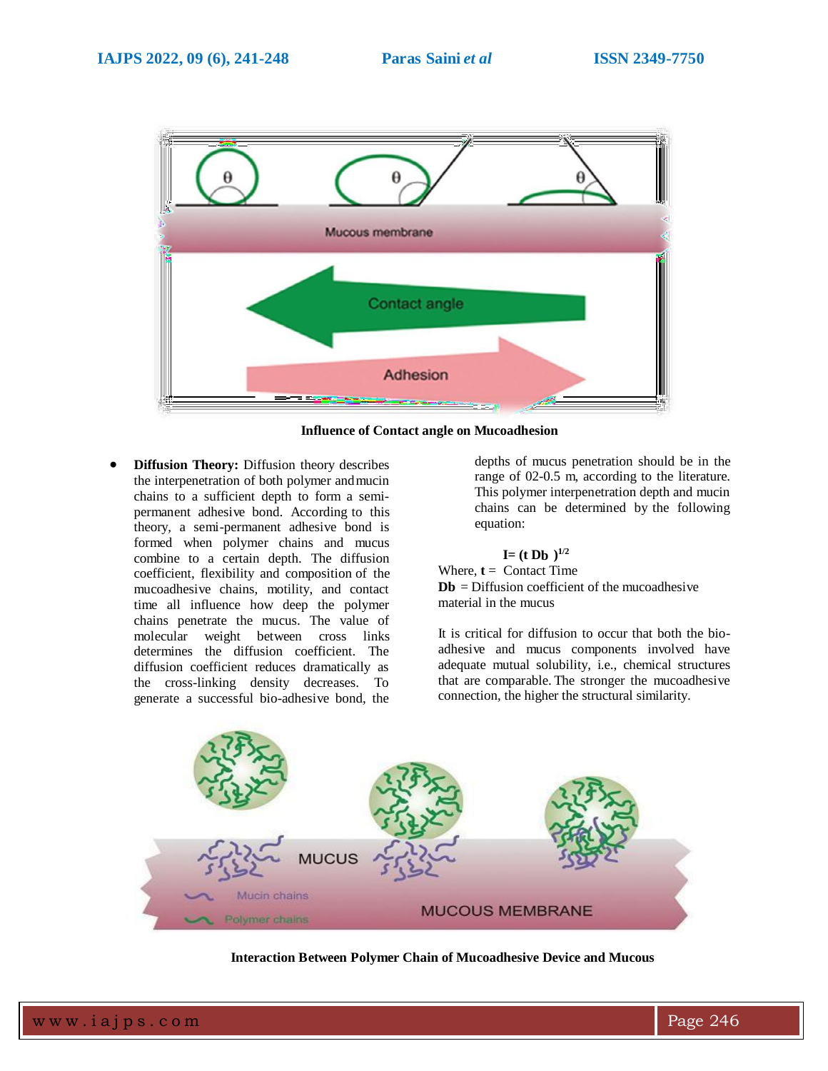Influence of Contact angle on Mucoadhesion

- **Diffusion Theory:** Diffusion theory describes the interpenetration of both polymer and mucin chains to a sufficient depth to form a semi-permanent adhesive bond. According to this theory, a semi-permanent adhesive bond is formed when polymer chains and mucus combine to a certain depth. The diffusion coefficient, flexibility and composition of the mucoadhesive chains, motility, and contact time all influence how deep the polymer chains penetrate the mucus. The value of molecular weight between cross links determines the diffusion coefficient. The diffusion coefficient reduces dramatically as the cross-linking density decreases. To generate a successful bio-adhesive bond, the depths of mucus penetration should be in the range of 02-0.5 m, according to the literature. This polymer interpenetration depth and mucin chains can be determined by the following equation:

$$\mathbf{I = (t\ Db\ )^{1/2}}$$

Where, **t** = Contact Time
**Db** = Diffusion coefficient of the mucoadhesive material in the mucus

It is critical for diffusion to occur that both the bio-adhesive and mucus components involved have adequate mutual solubility, i.e., chemical structures that are comparable. The stronger the mucoadhesive connection, the higher the structural similarity.

Interaction Between Polymer Chain of Mucoadhesive Device and Mucous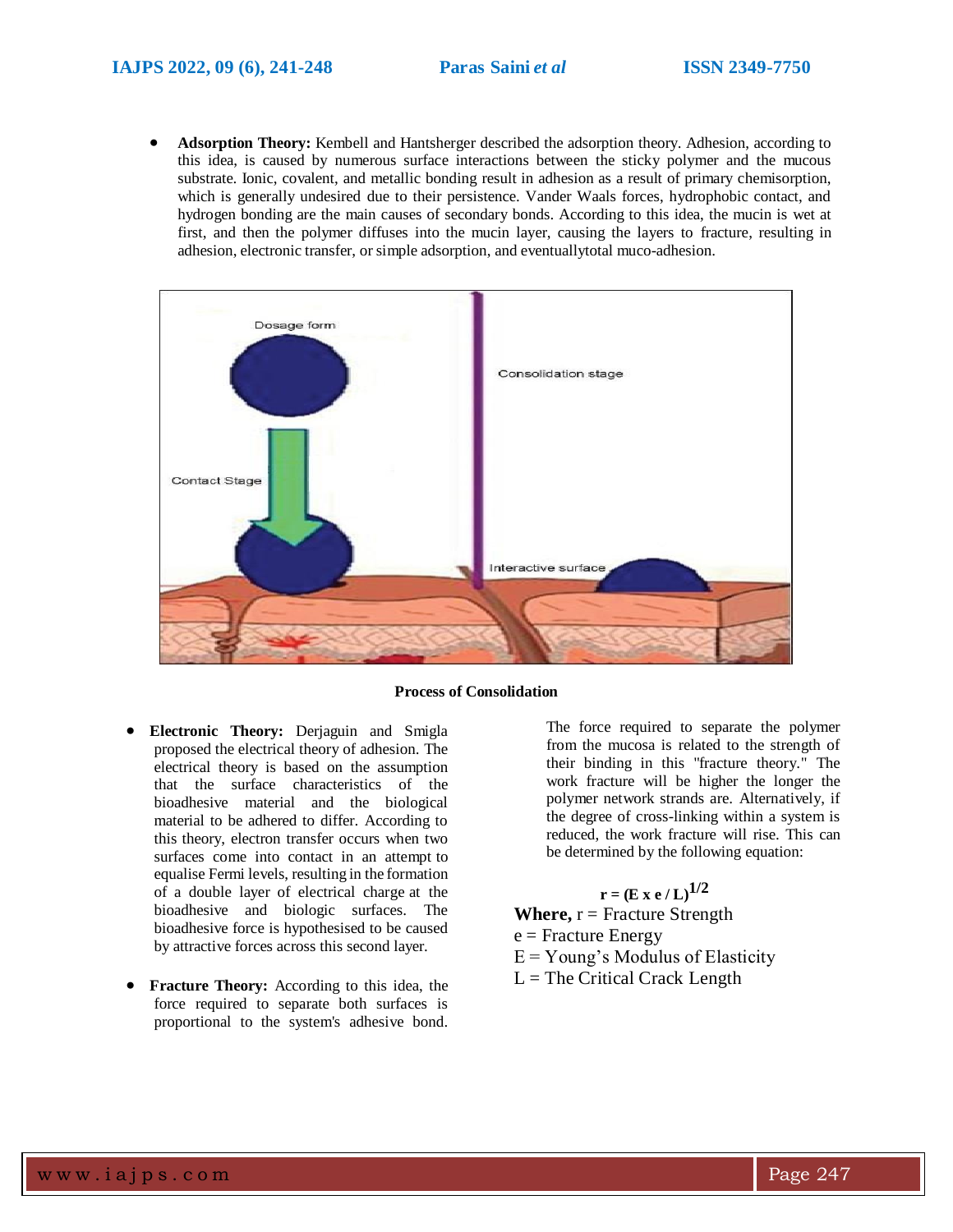- **Adsorption Theory:** Kembell and Hantsherger described the adsorption theory. Adhesion, according to this idea, is caused by numerous surface interactions between the sticky polymer and the mucous substrate. Ionic, covalent, and metallic bonding result in adhesion as a result of primary chemisorption, which is generally undesired due to their persistence. Vander Waals forces, hydrophobic contact, and hydrogen bonding are the main causes of secondary bonds. According to this idea, the mucin is wet at first, and then the polymer diffuses into the mucin layer, causing the layers to fracture, resulting in adhesion, electronic transfer, or simple adsorption, and eventuallytotal muco-adhesion.

**Process of Consolidation**

- **Electronic Theory:** Derjaguin and Smigla proposed the electrical theory of adhesion. The electrical theory is based on the assumption that the surface characteristics of the bioadhesive material and the biological material to be adhered to differ. According to this theory, electron transfer occurs when two surfaces come into contact in an attempt to equalise Fermi levels, resulting in the formation of a double layer of electrical charge at the bioadhesive and biologic surfaces. The bioadhesive force is hypothesised to be caused by attractive forces across this second layer.

- **Fracture Theory:** According to this idea, the force required to separate both surfaces is proportional to the system's adhesive bond. The force required to separate the polymer from the mucosa is related to the strength of their binding in this "fracture theory." The work fracture will be higher the longer the polymer network strands are. Alternatively, if the degree of cross-linking within a system is reduced, the work fracture will rise. This can be determined by the following equation:

$$r = (E \times e / L)^{1/2}$$

**Where,** r = Fracture Strength

e = Fracture Energy

E = Young's Modulus of Elasticity

L = The Critical Crack Length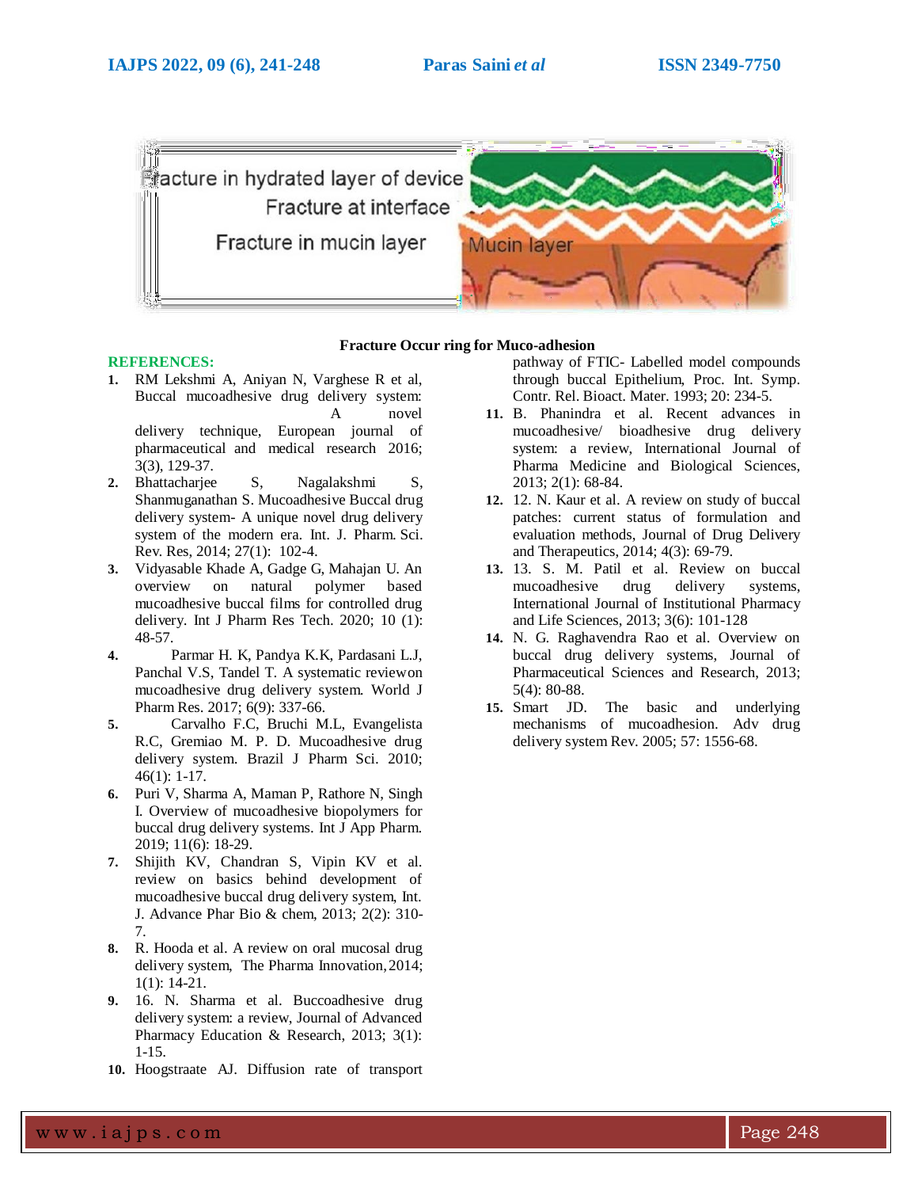Fracture in hydrated layer of device

Fracture at interface

Fracture in mucin layer

Mucin layer

**Fracture Occur ring for Muco-adhesion**

## REFERENCES:

1. RM Lekshmi A, Aniyan N, Varghese R et al, Buccal mucoadhesive drug delivery system: A novel delivery technique, European journal of pharmaceutical and medical research 2016; 3(3), 129-37.
2. Bhattacharjee S, Nagalakshmi S, Shanmuganathan S. Mucoadhesive Buccal drug delivery system- A unique novel drug delivery system of the modern era. Int. J. Pharm. Sci. Rev. Res, 2014; 27(1): 102-4.
3. Vidyasable Khade A, Gadge G, Mahajan U. An overview on natural polymer based mucoadhesive buccal films for controlled drug delivery. Int J Pharm Res Tech. 2020; 10 (1): 48-57.
4. Parmar H. K, Pandya K.K, Pardasani L.J, Panchal V.S, Tandel T. A systematic reviewon mucoadhesive drug delivery system. World J Pharm Res. 2017; 6(9): 337-66.
5. Carvalho F.C, Bruchi M.L, Evangelista R.C, Gremiao M. P. D. Mucoadhesive drug delivery system. Brazil J Pharm Sci. 2010; 46(1): 1-17.
6. Puri V, Sharma A, Maman P, Rathore N, Singh I. Overview of mucoadhesive biopolymers for buccal drug delivery systems. Int J App Pharm. 2019; 11(6): 18-29.
7. Shijith KV, Chandran S, Vipin KV et al. review on basics behind development of mucoadhesive buccal drug delivery system, Int. J. Advance Phar Bio & chem, 2013; 2(2): 310-7.
8. R. Hooda et al. A review on oral mucosal drug delivery system, The Pharma Innovation, 2014; 1(1): 14-21.
9. 16. N. Sharma et al. Buccoadhesive drug delivery system: a review, Journal of Advanced Pharmacy Education & Research, 2013; 3(1): 1-15.
10. Hoogstraate AJ. Diffusion rate of transport pathway of FTIC- Labelled model compounds through buccal Epithelium, Proc. Int. Symp. Contr. Rel. Bioact. Mater. 1993; 20: 234-5.
11. B. Phanindra et al. Recent advances in mucoadhesive/ bioadhesive drug delivery system: a review, International Journal of Pharma Medicine and Biological Sciences, 2013; 2(1): 68-84.
12. 12. N. Kaur et al. A review on study of buccal patches: current status of formulation and evaluation methods, Journal of Drug Delivery and Therapeutics, 2014; 4(3): 69-79.
13. 13. S. M. Patil et al. Review on buccal mucoadhesive drug delivery systems, International Journal of Institutional Pharmacy and Life Sciences, 2013; 3(6): 101-128
14. N. G. Raghavendra Rao et al. Overview on buccal drug delivery systems, Journal of Pharmaceutical Sciences and Research, 2013; 5(4): 80-88.
15. Smart JD. The basic and underlying mechanisms of mucoadhesion. Adv drug delivery system Rev. 2005; 57: 1556-68.